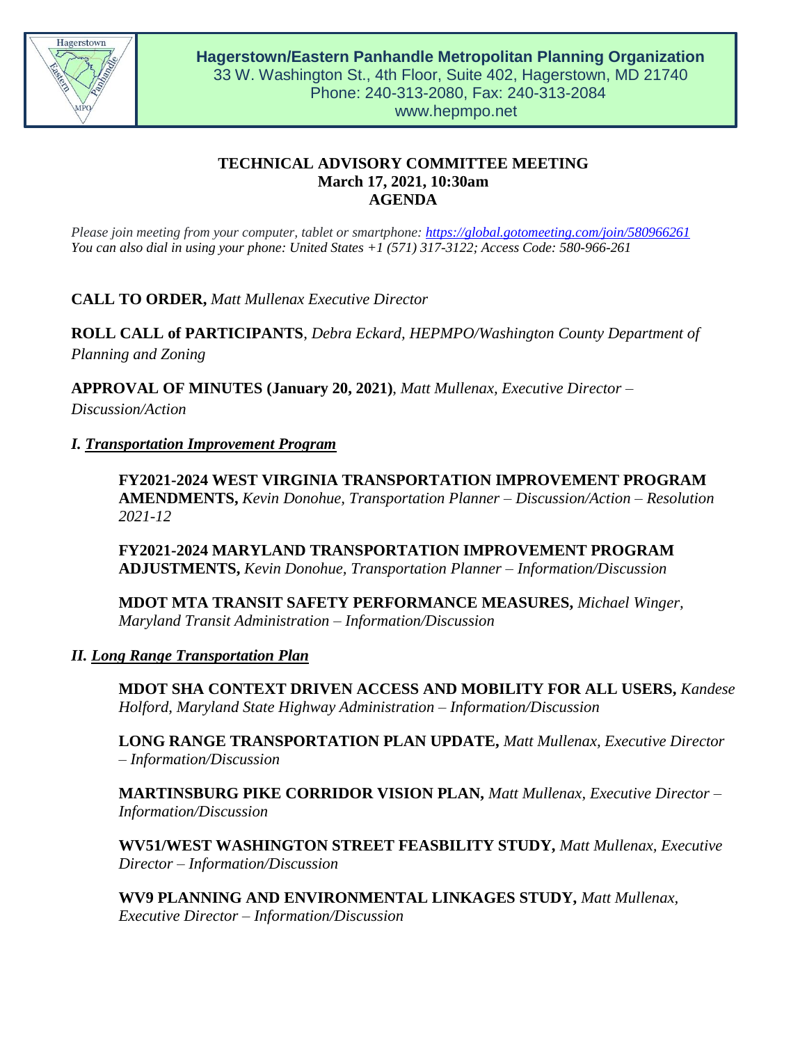**Hagerstown/Eastern Panhandle Metropolitan Planning Organization**
33 W. Washington St., 4th Floor, Suite 402, Hagerstown, MD 21740
Phone: 240-313-2080, Fax: 240-313-2084
www.hepmpo.net

**TECHNICAL ADVISORY COMMITTEE MEETING**
**March 17, 2021, 10:30am**
**AGENDA**

*Please join meeting from your computer, tablet or smartphone: https://global.gotomeeting.com/join/580966261*
*You can also dial in using your phone: United States +1 (571) 317-3122; Access Code: 580-966-261*

**CALL TO ORDER,** *Matt Mullenax Executive Director*

**ROLL CALL of PARTICIPANTS**, *Debra Eckard, HEPMPO/Washington County Department of Planning and Zoning*

**APPROVAL OF MINUTES (January 20, 2021)**, *Matt Mullenax, Executive Director – Discussion/Action*

## *I. Transportation Improvement Program*

**FY2021-2024 WEST VIRGINIA TRANSPORTATION IMPROVEMENT PROGRAM AMENDMENTS,** *Kevin Donohue, Transportation Planner – Discussion/Action – Resolution 2021-12*

**FY2021-2024 MARYLAND TRANSPORTATION IMPROVEMENT PROGRAM ADJUSTMENTS,** *Kevin Donohue, Transportation Planner – Information/Discussion*

**MDOT MTA TRANSIT SAFETY PERFORMANCE MEASURES,** *Michael Winger, Maryland Transit Administration – Information/Discussion*

## *II. Long Range Transportation Plan*

**MDOT SHA CONTEXT DRIVEN ACCESS AND MOBILITY FOR ALL USERS,** *Kandese Holford, Maryland State Highway Administration – Information/Discussion*

**LONG RANGE TRANSPORTATION PLAN UPDATE,** *Matt Mullenax, Executive Director – Information/Discussion*

**MARTINSBURG PIKE CORRIDOR VISION PLAN,** *Matt Mullenax, Executive Director – Information/Discussion*

**WV51/WEST WASHINGTON STREET FEASBILITY STUDY,** *Matt Mullenax, Executive Director – Information/Discussion*

**WV9 PLANNING AND ENVIRONMENTAL LINKAGES STUDY,** *Matt Mullenax, Executive Director – Information/Discussion*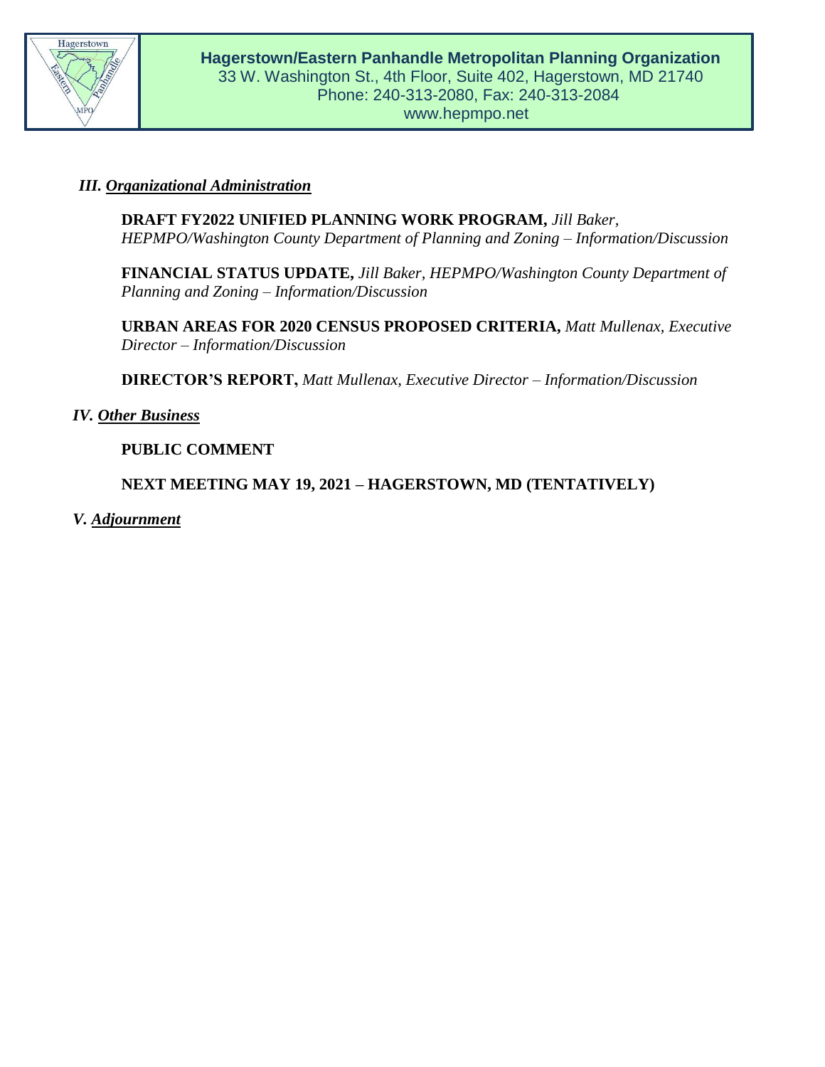**Hagerstown/Eastern Panhandle Metropolitan Planning Organization**
33 W. Washington St., 4th Floor, Suite 402, Hagerstown, MD 21740
Phone: 240-313-2080, Fax: 240-313-2084
www.hepmpo.net

## *III. Organizational Administration*

**DRAFT FY2022 UNIFIED PLANNING WORK PROGRAM,** *Jill Baker, HEPMPO/Washington County Department of Planning and Zoning – Information/Discussion*

**FINANCIAL STATUS UPDATE,** *Jill Baker, HEPMPO/Washington County Department of Planning and Zoning – Information/Discussion*

**URBAN AREAS FOR 2020 CENSUS PROPOSED CRITERIA,** *Matt Mullenax, Executive Director – Information/Discussion*

**DIRECTOR'S REPORT,** *Matt Mullenax, Executive Director – Information/Discussion*

## *IV. Other Business*

**PUBLIC COMMENT**

**NEXT MEETING MAY 19, 2021 – HAGERSTOWN, MD (TENTATIVELY)**

## *V. Adjournment*